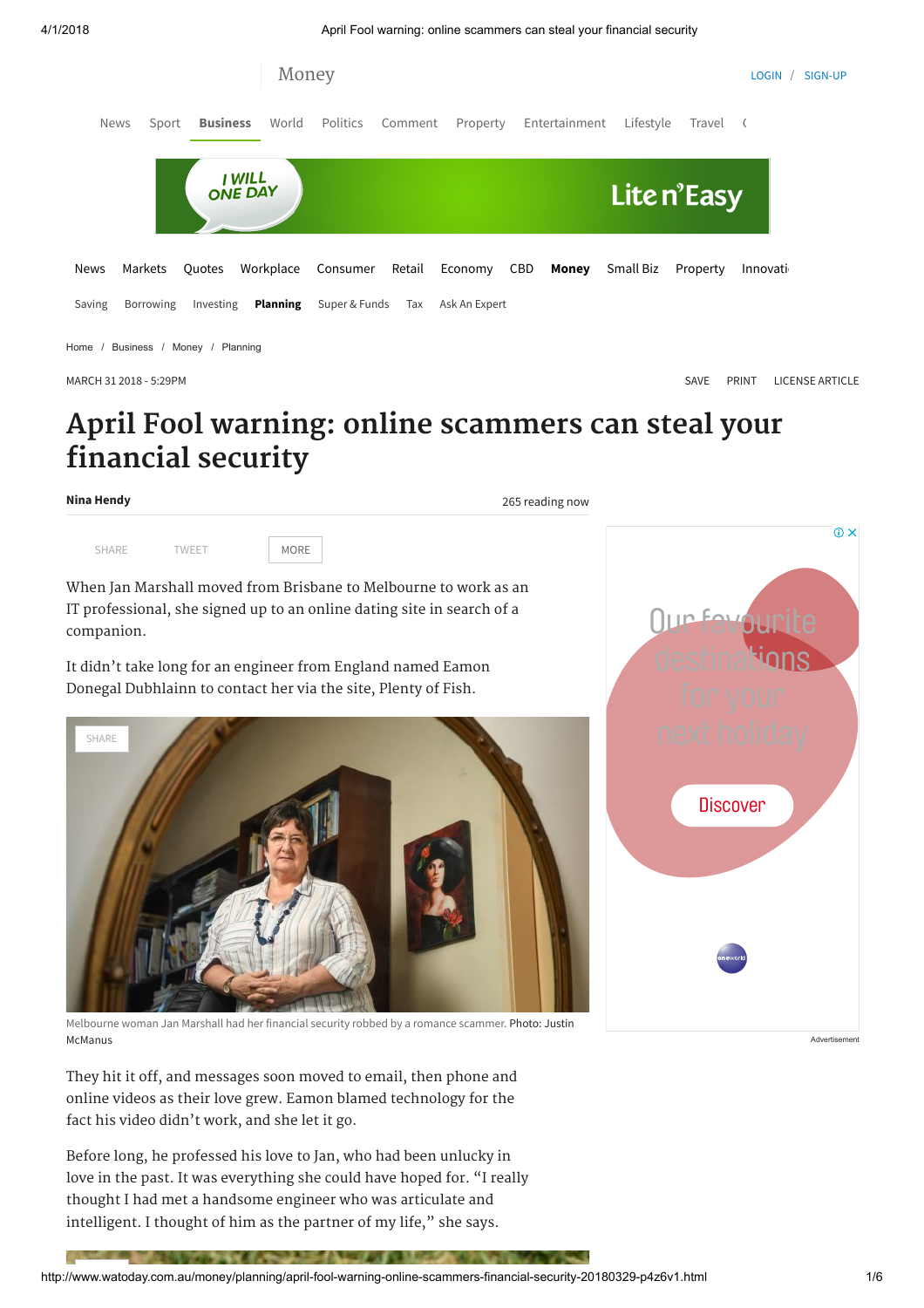# April Fool warning: online scammers can steal your financial security

**Nina Hendy**

MARCH 31 2018 - 5:29PM

When Jan Marshall moved from Brisbane to Melbourne to work as an IT professional, she signed up to an online dating site in search of a companion.

It didn't take long for an engineer from England named Eamon Donegal Dubhlainn to contact her via the site, Plenty of Fish.

Melbourne woman Jan Marshall had her financial security robbed by a romance scammer. Photo: Justin McManus

They hit it off, and messages soon moved to email, then phone and online videos as their love grew. Eamon blamed technology for the fact his video didn't work, and she let it go.

Before long, he professed his love to Jan, who had been unlucky in love in the past. It was everything she could have hoped for. "I really thought I had met a handsome engineer who was articulate and intelligent. I thought of him as the partner of my life," she says.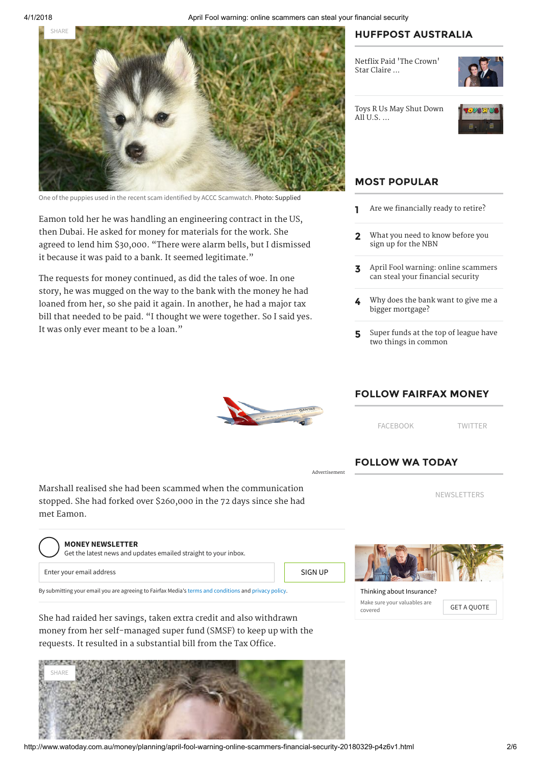One of the puppies used in the recent scam identified by ACCC Scamwatch. Photo: Supplied

Eamon told her he was handling an engineering contract in the US, then Dubai. He asked for money for materials for the work. She agreed to lend him $30,000. “There were alarm bells, but I dismissed it because it was paid to a bank. It seemed legitimate.”

The requests for money continued, as did the tales of woe. In one story, he was mugged on the way to the bank with the money he had loaned from her, so she paid it again. In another, he had a major tax bill that needed to be paid. “I thought we were together. So I said yes. It was only ever meant to be a loan.”

Marshall realised she had been scammed when the communication stopped. She had forked over $260,000 in the 72 days since she had met Eamon.

She had raided her savings, taken extra credit and also withdrawn money from her self-managed super fund (SMSF) to keep up with the requests. It resulted in a substantial bill from the Tax Office.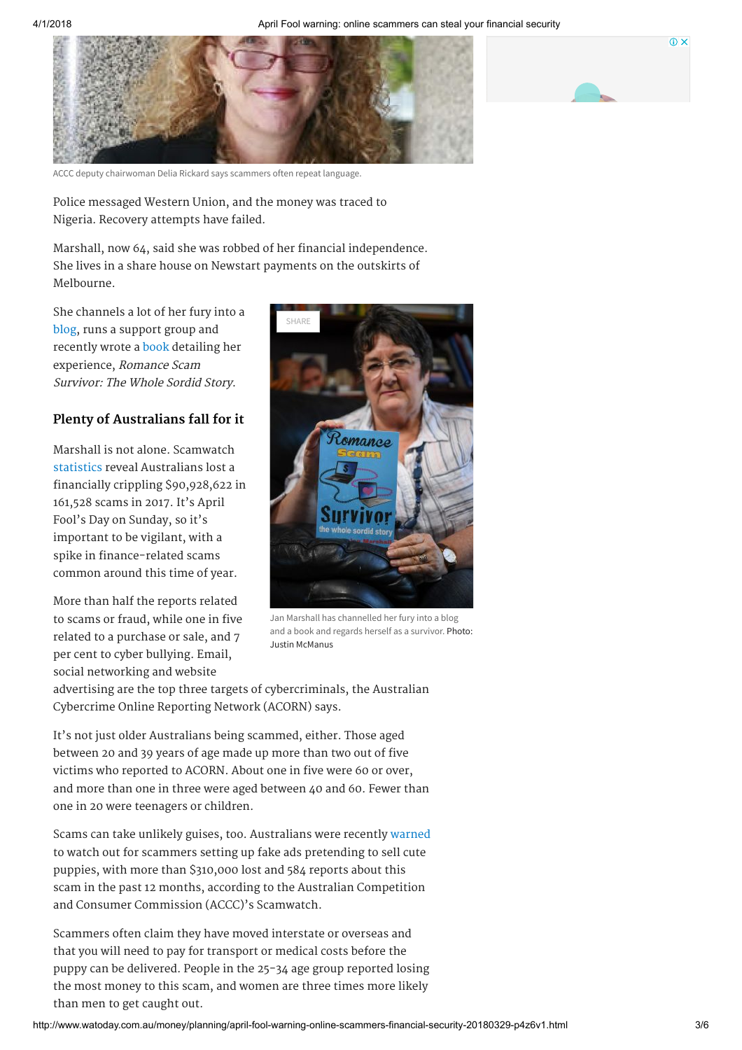ACCC deputy chairwoman Delia Rickard says scammers often repeat language.

Police messaged Western Union, and the money was traced to Nigeria. Recovery attempts have failed.

Marshall, now 64, said she was robbed of her financial independence. She lives in a share house on Newstart payments on the outskirts of Melbourne.

She channels a lot of her fury into a blog, runs a support group and recently wrote a book detailing her experience, *Romance Scam Survivor: The Whole Sordid Story*.

Jan Marshall has channelled her fury into a blog and a book and regards herself as a survivor. Photo: Justin McManus

## Plenty of Australians fall for it

Marshall is not alone. Scamwatch statistics reveal Australians lost a financially crippling $90,928,622 in 161,528 scams in 2017. It's April Fool's Day on Sunday, so it's important to be vigilant, with a spike in finance-related scams common around this time of year.

More than half the reports related to scams or fraud, while one in five related to a purchase or sale, and 7 per cent to cyber bullying. Email, social networking and website advertising are the top three targets of cybercriminals, the Australian Cybercrime Online Reporting Network (ACORN) says.

It's not just older Australians being scammed, either. Those aged between 20 and 39 years of age made up more than two out of five victims who reported to ACORN. About one in five were 60 or over, and more than one in three were aged between 40 and 60. Fewer than one in 20 were teenagers or children.

Scams can take unlikely guises, too. Australians were recently warned to watch out for scammers setting up fake ads pretending to sell cute puppies, with more than $310,000 lost and 584 reports about this scam in the past 12 months, according to the Australian Competition and Consumer Commission (ACCC)'s Scamwatch.

Scammers often claim they have moved interstate or overseas and that you will need to pay for transport or medical costs before the puppy can be delivered. People in the 25-34 age group reported losing the most money to this scam, and women are three times more likely than men to get caught out.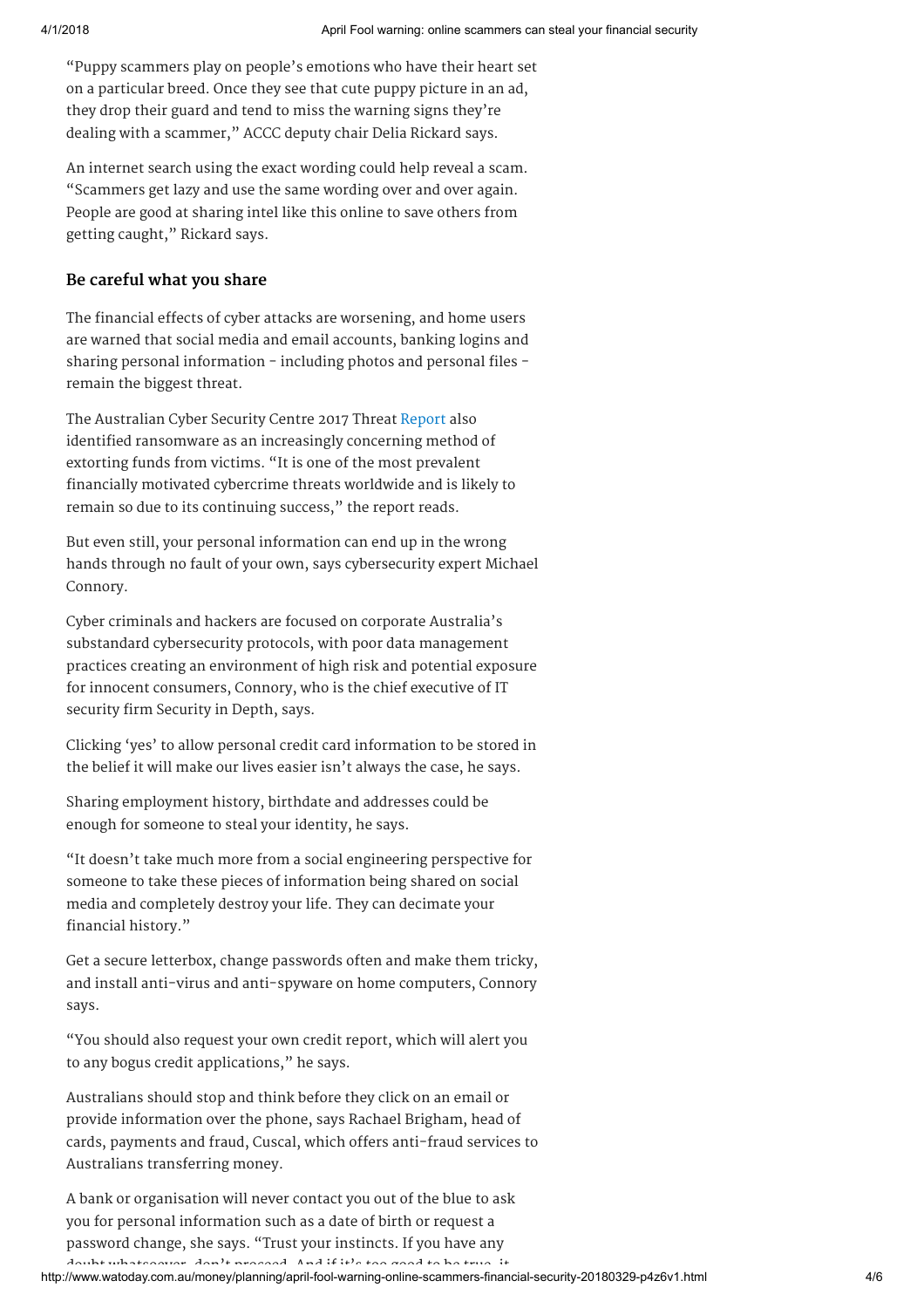"Puppy scammers play on people's emotions who have their heart set on a particular breed. Once they see that cute puppy picture in an ad, they drop their guard and tend to miss the warning signs they're dealing with a scammer," ACCC deputy chair Delia Rickard says.

An internet search using the exact wording could help reveal a scam. "Scammers get lazy and use the same wording over and over again. People are good at sharing intel like this online to save others from getting caught," Rickard says.

## Be careful what you share

The financial effects of cyber attacks are worsening, and home users are warned that social media and email accounts, banking logins and sharing personal information - including photos and personal files - remain the biggest threat.

The Australian Cyber Security Centre 2017 Threat Report also identified ransomware as an increasingly concerning method of extorting funds from victims. "It is one of the most prevalent financially motivated cybercrime threats worldwide and is likely to remain so due to its continuing success," the report reads.

But even still, your personal information can end up in the wrong hands through no fault of your own, says cybersecurity expert Michael Connory.

Cyber criminals and hackers are focused on corporate Australia's substandard cybersecurity protocols, with poor data management practices creating an environment of high risk and potential exposure for innocent consumers, Connory, who is the chief executive of IT security firm Security in Depth, says.

Clicking 'yes' to allow personal credit card information to be stored in the belief it will make our lives easier isn't always the case, he says.

Sharing employment history, birthdate and addresses could be enough for someone to steal your identity, he says.

"It doesn't take much more from a social engineering perspective for someone to take these pieces of information being shared on social media and completely destroy your life. They can decimate your financial history."

Get a secure letterbox, change passwords often and make them tricky, and install anti-virus and anti-spyware on home computers, Connory says.

"You should also request your own credit report, which will alert you to any bogus credit applications," he says.

Australians should stop and think before they click on an email or provide information over the phone, says Rachael Brigham, head of cards, payments and fraud, Cuscal, which offers anti-fraud services to Australians transferring money.

A bank or organisation will never contact you out of the blue to ask you for personal information such as a date of birth or request a password change, she says. "Trust your instincts. If you have any doubt whatsoever, don't proceed. And if it's too good to be true, it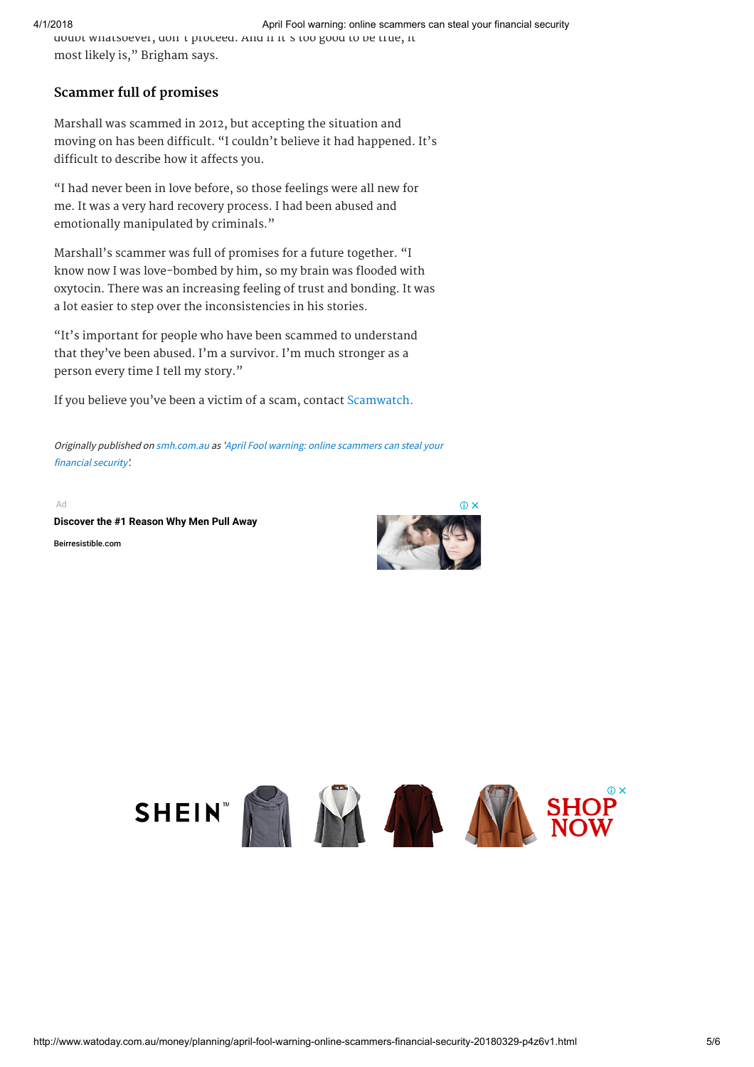doubt whatsoever, don't proceed. And if it's too good to be true, it most likely is," Brigham says.

### Scammer full of promises

Marshall was scammed in 2012, but accepting the situation and moving on has been difficult. "I couldn't believe it had happened. It's difficult to describe how it affects you.

"I had never been in love before, so those feelings were all new for me. It was a very hard recovery process. I had been abused and emotionally manipulated by criminals."

Marshall's scammer was full of promises for a future together. "I know now I was love-bombed by him, so my brain was flooded with oxytocin. There was an increasing feeling of trust and bonding. It was a lot easier to step over the inconsistencies in his stories.

"It's important for people who have been scammed to understand that they've been abused. I'm a survivor. I'm much stronger as a person every time I tell my story."

If you believe you've been a victim of a scam, contact Scamwatch.

*Originally published on smh.com.au as 'April Fool warning: online scammers can steal your financial security'.*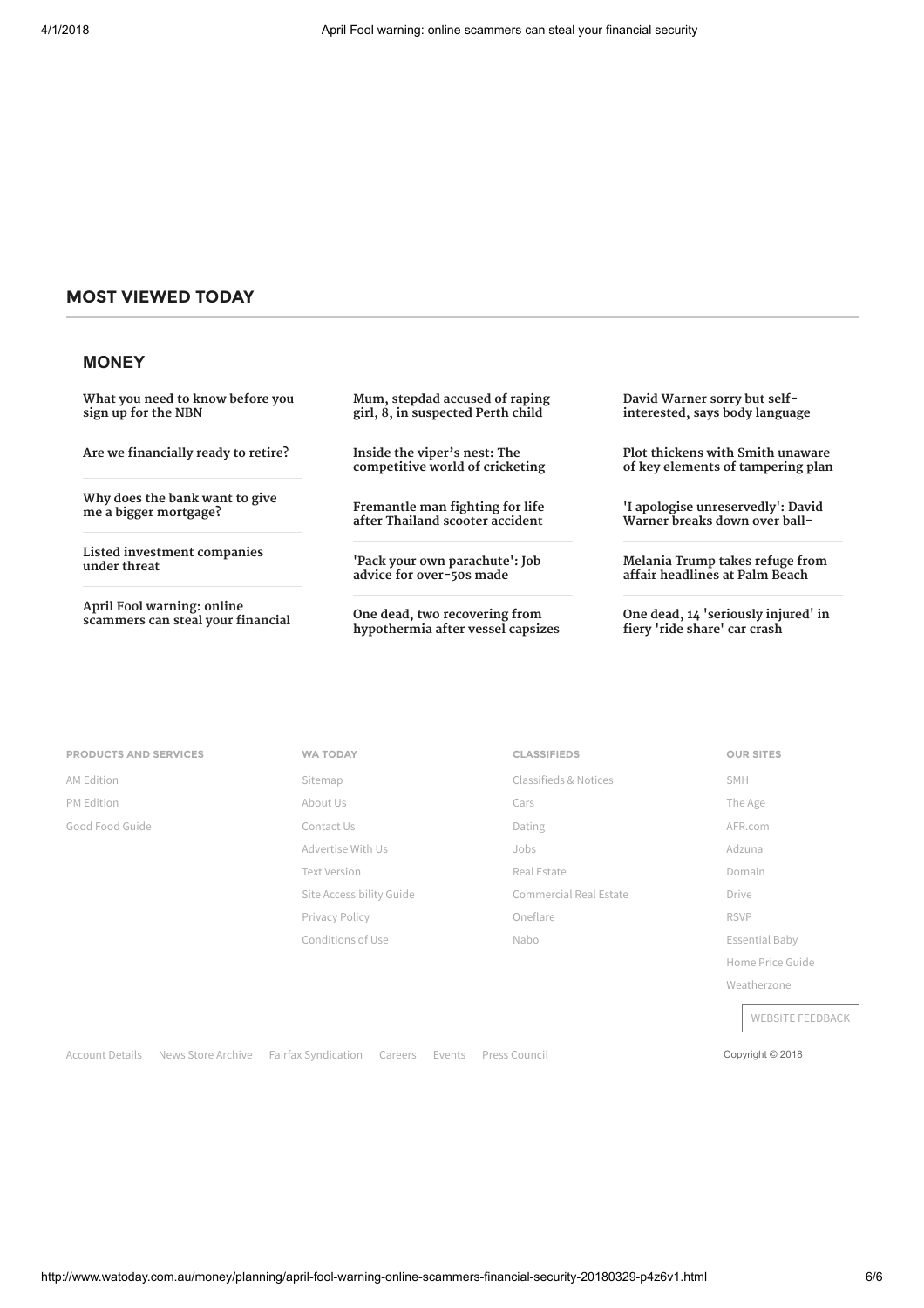## MOST VIEWED TODAY

### MONEY

- What you need to know before you sign up for the NBN
- Are we financially ready to retire?
- Why does the bank want to give me a bigger mortgage?
- Listed investment companies under threat
- April Fool warning: online scammers can steal your financial

- Mum, stepdad accused of raping girl, 8, in suspected Perth child
- Inside the viper's nest: The competitive world of cricketing
- Fremantle man fighting for life after Thailand scooter accident
- 'Pack your own parachute': Job advice for over-50s made
- One dead, two recovering from hypothermia after vessel capsizes

- David Warner sorry but self-interested, says body language
- Plot thickens with Smith unaware of key elements of tampering plan
- 'I apologise unreservedly': David Warner breaks down over ball-
- Melania Trump takes refuge from affair headlines at Palm Beach
- One dead, 14 'seriously injured' in fiery 'ride share' car crash

**PRODUCTS AND SERVICES**

AM Edition
PM Edition
Good Food Guide

**WA TODAY**

Sitemap
About Us
Contact Us
Advertise With Us
Text Version
Site Accessibility Guide
Privacy Policy
Conditions of Use

**CLASSIFIEDS**

Classifieds & Notices
Cars
Dating
Jobs
Real Estate
Commercial Real Estate
Oneflare
Nabo

**OUR SITES**

SMH
The Age
AFR.com
Adzuna
Domain
Drive
RSVP
Essential Baby
Home Price Guide
Weatherzone

WEBSITE FEEDBACK

Account Details | News Store Archive | Fairfax Syndication | Careers | Events | Press Council

Copyright © 2018